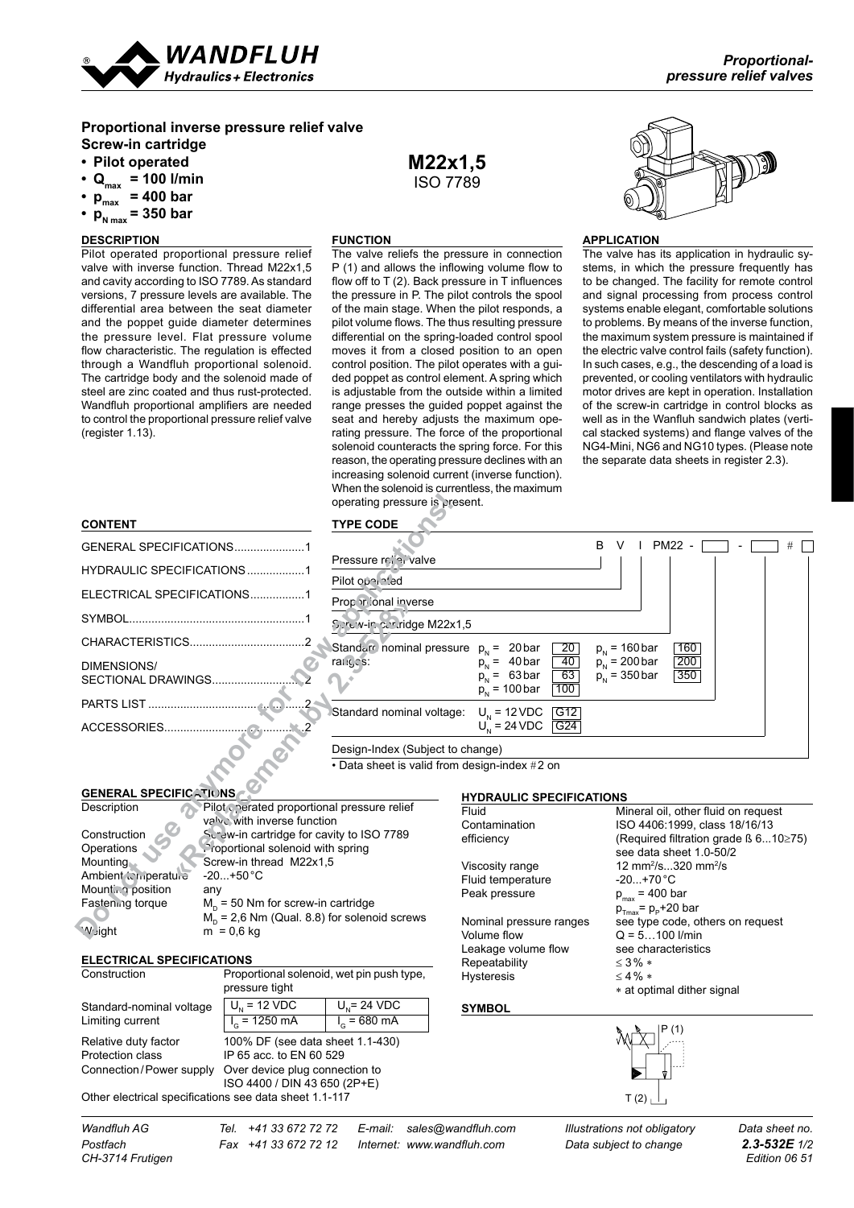**Proportional-pressure relief valves**

## Proportional inverse pressure relief valve
### Screw-in cartridge

- **Pilot operated**
- **$Q_{max}$ = 100 l/min**
- **$p_{max}$ = 400 bar**
- **$p_{N\,max}$ = 350 bar**

**M22x1,5**
ISO 7789

### DESCRIPTION

Pilot operated proportional pressure relief valve with inverse function. Thread M22x1,5 and cavity according to ISO 7789. As standard versions, 7 pressure levels are available. The differential area between the seat diameter and the poppet guide diameter determines the pressure level. Flat pressure volume flow characteristic. The regulation is effected through a Wandfluh proportional solenoid. The cartridge body and the solenoid made of steel are zinc coated and thus rust-protected. Wandfluh proportional amplifiers are needed to control the proportional pressure relief valve (register 1.13).

### FUNCTION

The valve reliefs the pressure in connection P (1) and allows the inflowing volume flow to flow off to T (2). Back pressure in T influences the pressure in P. The pilot controls the spool of the main stage. When the pilot responds, a pilot volume flows. The thus resulting pressure differential on the spring-loaded control spool moves it from a closed position to an open control position. The pilot operates with a guided poppet as control element. A spring which is adjustable from the outside within a limited range presses the guided poppet against the seat and hereby adjusts the maximum operating pressure. The force of the proportional solenoid counteracts the spring force. For this reason, the operating pressure declines with an increasing solenoid current (inverse function). When the solenoid is currentless, the maximum operating pressure is present.

### APPLICATION

The valve has its application in hydraulic systems, in which the pressure frequently has to be changed. The facility for remote control and signal processing from process control systems enable elegant, comfortable solutions to problems. By means of the inverse function, the maximum system pressure is maintained if the electric valve control fails (safety function). In such cases, e.g., the descending of a load is prevented, or cooling ventilators with hydraulic motor drives are kept in operation. Installation of the screw-in cartridge in control blocks as well as in the Wanfluh sandwich plates (vertical stacked systems) and flange valves of the NG4-Mini, NG6 and NG10 types. (Please note the separate data sheets in register 2.3).

### CONTENT

| | |
|---|---|
| GENERAL SPECIFICATIONS | 1 |
| HYDRAULIC SPECIFICATIONS | 1 |
| ELECTRICAL SPECIFICATIONS | 1 |
| SYMBOL | 1 |
| CHARACTERISTICS | 2 |
| DIMENSIONS/ SECTIONAL DRAWINGS | 2 |
| PARTS LIST | 2 |
| ACCESSORIES | 2 |

### TYPE CODE

B V I PM22 - [ ] - [ ] # [ ]

- Pressure relief valve — B
- Pilot operated — V
- Proportional inverse — I
- Screw-in cartridge M22x1,5 — PM22
- Standard nominal pressure ranges:
  - $p_N$ = 20 bar — 20
  - $p_N$ = 40 bar — 40
  - $p_N$ = 63 bar — 63
  - $p_N$ = 100 bar — 100
  - $p_N$ = 160 bar — 160
  - $p_N$ = 200 bar — 200
  - $p_N$ = 350 bar — 350
- Standard nominal voltage:
  - $U_N$ = 12 VDC — G12
  - $U_N$ = 24 VDC — G24
- Design-Index (Subject to change)

• Data sheet is valid from design-index #2 on

Do not use anymore for new applications! (Replacement by 2.3-528)

### GENERAL SPECIFICATIONS

| | |
|---|---|
| Description | Pilot operated proportional pressure relief valve with inverse function |
| Construction | Screw-in cartridge for cavity to ISO 7789 |
| Operations | Proportional solenoid with spring |
| Mounting | Screw-in thread M22x1,5 |
| Ambient temperature | -20...+50 °C |
| Mounting position | any |
| Fastening torque | $M_D$ = 50 Nm for screw-in cartridge<br>$M_D$ = 2,6 Nm (Qual. 8.8) for solenoid screws |
| Weight | m = 0,6 kg |

### ELECTRICAL SPECIFICATIONS

| | | |
|---|---|---|
| Construction | Proportional solenoid, wet pin push type, pressure tight | |
| Standard-nominal voltage | $U_N$ = 12 VDC | $U_N$ = 24 VDC |
| Limiting current | $I_G$ = 1250 mA | $I_G$ = 680 mA |
| Relative duty factor | 100% DF (see data sheet 1.1-430) | |
| Protection class | IP 65 acc. to EN 60 529 | |
| Connection/Power supply | Over device plug connection to ISO 4400 / DIN 43 650 (2P+E) | |

Other electrical specifications see data sheet 1.1-117

### HYDRAULIC SPECIFICATIONS

| | |
|---|---|
| Fluid | Mineral oil, other fluid on request |
| Contamination efficiency | ISO 4406:1999, class 18/16/13 (Required filtration grade ß 6...10≥75) see data sheet 1.0-50/2 |
| Viscosity range | 12 mm²/s...320 mm²/s |
| Fluid temperature | -20...+70 °C |
| Peak pressure | $p_{max}$ = 400 bar<br>$p_{Tmax}$ = $p_P$+20 bar |
| Nominal pressure ranges | see type code, others on request |
| Volume flow | Q = 5…100 l/min |
| Leakage volume flow | see characteristics |
| Repeatability | ≤ 3 % * |
| Hysteresis | ≤ 4 % * |

* at optimal dither signal

### SYMBOL

P (1)

T (2)

*Wandfluh AG*
*Postfach*
*CH-3714 Frutigen*

*Tel. +41 33 672 72 72*
*Fax +41 33 672 72 12*

*E-mail: sales@wandfluh.com*
*Internet: www.wandfluh.com*

*Illustrations not obligatory*
*Data subject to change*

*Data sheet no.*
***2.3-532E***
*Edition 06 51*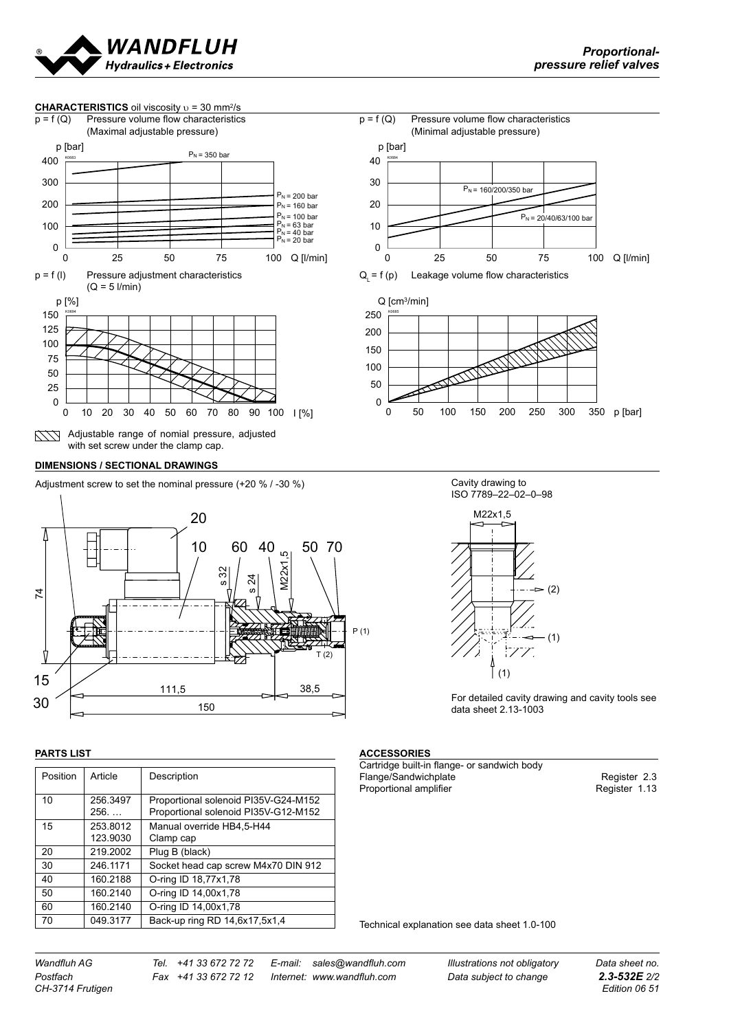## CHARACTERISTICS oil viscosity $\upsilon$ = 30 mm²/s

$p = f(Q)$ Pressure volume flow characteristics (Maximal adjustable pressure)

p [bar]
400
300
200
100
0
0 25 50 75 100 Q [l/min]
$P_N$ = 350 bar
$P_N$ = 200 bar
$P_N$ = 160 bar
$P_N$ = 100 bar
$P_N$ = 63 bar
$P_N$ = 40 bar
$P_N$ = 20 bar

$p = f(Q)$ Pressure volume flow characteristics (Minimal adjustable pressure)

p [bar]
40
30
20
10
0
0 25 50 75 100 Q [l/min]
$P_N$ = 160/200/350 bar
$P_N$ = 20/40/63/100 bar

$p = f(I)$ Pressure adjustment characteristics (Q = 5 l/min)

p [%]
150
125
100
75
50
25
0
0 10 20 30 40 50 60 70 80 90 100 I [%]

$Q_L = f(p)$ Leakage volume flow characteristics

Q [cm³/min]
250
200
150
100
50
0
0 50 100 150 200 250 300 350 p [bar]

Adjustable range of nomial pressure, adjusted with set screw under the clamp cap.

## DIMENSIONS / SECTIONAL DRAWINGS

Adjustment screw to set the nominal pressure (+20 % / -30 %)

20
10 60 40 50 70
s 32
s 24
M22x1,5
74
P (1)
T (2)
15
30
111,5
38,5
150

Cavity drawing to ISO 7789–22–02–0–98

M22x1,5
(2)
(1)
(1)

For detailed cavity drawing and cavity tools see data sheet 2.13-1003

## PARTS LIST

| Position | Article | Description |
|---|---|---|
| 10 | 256.3497<br>256. … | Proportional solenoid PI35V-G24-M152<br>Proportional solenoid PI35V-G12-M152 |
| 15 | 253.8012<br>123.9030 | Manual override HB4,5-H44<br>Clamp cap |
| 20 | 219.2002 | Plug B (black) |
| 30 | 246.1171 | Socket head cap screw M4x70 DIN 912 |
| 40 | 160.2188 | O-ring ID 18,77x1,78 |
| 50 | 160.2140 | O-ring ID 14,00x1,78 |
| 60 | 160.2140 | O-ring ID 14,00x1,78 |
| 70 | 049.3177 | Back-up ring RD 14,6x17,5x1,4 |

## ACCESSORIES

Cartridge built-in flange- or sandwich body

| | |
|---|---|
| Flange/Sandwichplate | Register 2.3 |
| Proportional amplifier | Register 1.13 |

Technical explanation see data sheet 1.0-100